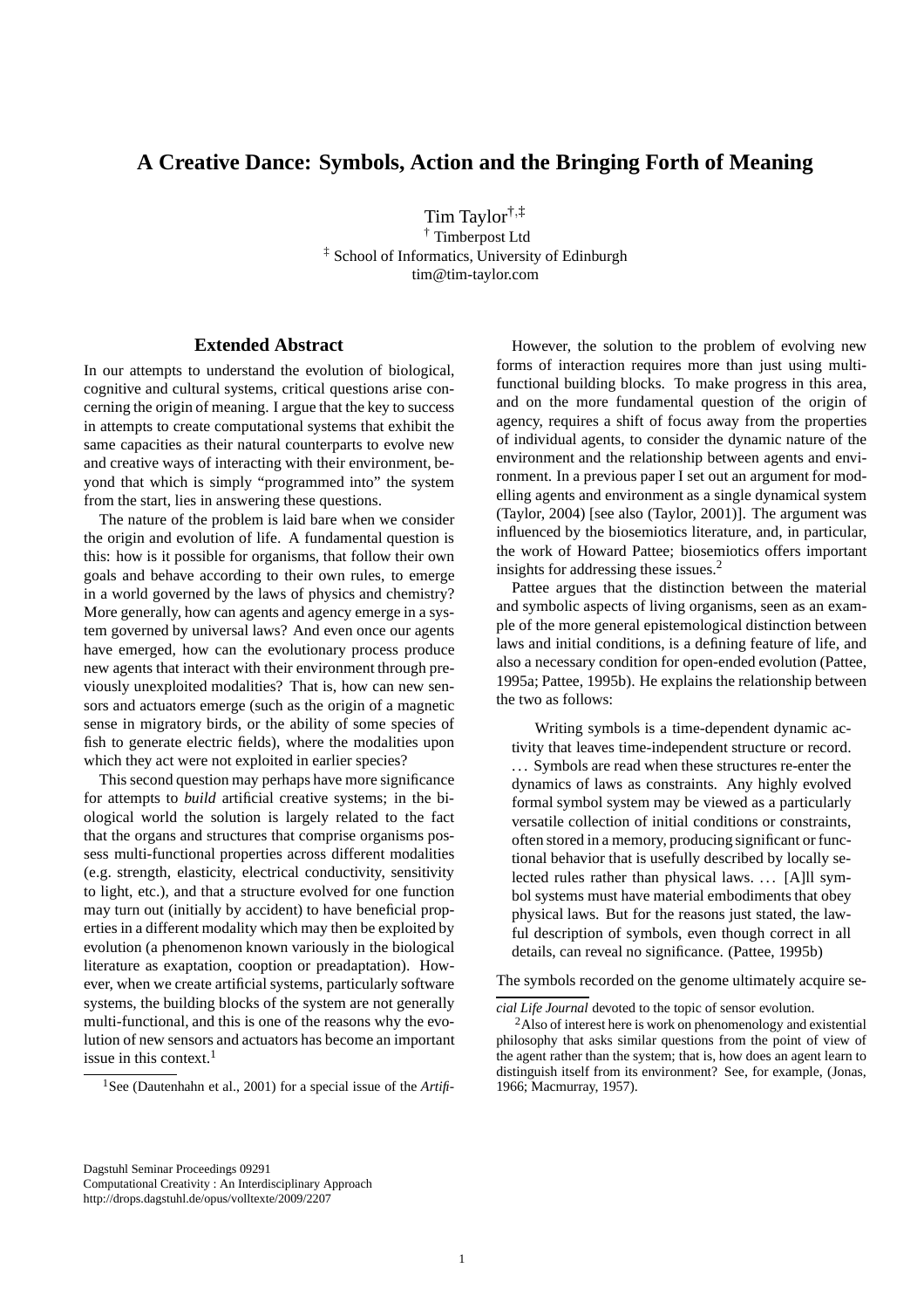# A Creative Dance: Symbols, Action and the Bringing Forth of Meaning

Tim Taylor[†,‡]

[†] Timberpost Ltd

[‡] School of Informatics, University of Edinburgh

tim@tim-taylor.com

## Extended Abstract

In our attempts to understand the evolution of biological, cognitive and cultural systems, critical questions arise concerning the origin of meaning. I argue that the key to success in attempts to create computational systems that exhibit the same capacities as their natural counterparts to evolve new and creative ways of interacting with their environment, beyond that which is simply "programmed into" the system from the start, lies in answering these questions.

The nature of the problem is laid bare when we consider the origin and evolution of life. A fundamental question is this: how is it possible for organisms, that follow their own goals and behave according to their own rules, to emerge in a world governed by the laws of physics and chemistry? More generally, how can agents and agency emerge in a system governed by universal laws? And even once our agents have emerged, how can the evolutionary process produce new agents that interact with their environment through previously unexploited modalities? That is, how can new sensors and actuators emerge (such as the origin of a magnetic sense in migratory birds, or the ability of some species of fish to generate electric fields), where the modalities upon which they act were not exploited in earlier species?

This second question may perhaps have more significance for attempts to *build* artificial creative systems; in the biological world the solution is largely related to the fact that the organs and structures that comprise organisms possess multi-functional properties across different modalities (e.g. strength, elasticity, electrical conductivity, sensitivity to light, etc.), and that a structure evolved for one function may turn out (initially by accident) to have beneficial properties in a different modality which may then be exploited by evolution (a phenomenon known variously in the biological literature as exaptation, cooption or preadaptation). However, when we create artificial systems, particularly software systems, the building blocks of the system are not generally multi-functional, and this is one of the reasons why the evolution of new sensors and actuators has become an important issue in this context.[1]

However, the solution to the problem of evolving new forms of interaction requires more than just using multi-functional building blocks. To make progress in this area, and on the more fundamental question of the origin of agency, requires a shift of focus away from the properties of individual agents, to consider the dynamic nature of the environment and the relationship between agents and environment. In a previous paper I set out an argument for modelling agents and environment as a single dynamical system (Taylor, 2004) [see also (Taylor, 2001)]. The argument was influenced by the biosemiotics literature, and, in particular, the work of Howard Pattee; biosemiotics offers important insights for addressing these issues.[2]

Pattee argues that the distinction between the material and symbolic aspects of living organisms, seen as an example of the more general epistemological distinction between laws and initial conditions, is a defining feature of life, and also a necessary condition for open-ended evolution (Pattee, 1995a; Pattee, 1995b). He explains the relationship between the two as follows:

> Writing symbols is a time-dependent dynamic activity that leaves time-independent structure or record. … Symbols are read when these structures re-enter the dynamics of laws as constraints. Any highly evolved formal symbol system may be viewed as a particularly versatile collection of initial conditions or constraints, often stored in a memory, producing significant or functional behavior that is usefully described by locally selected rules rather than physical laws. … [A]ll symbol systems must have material embodiments that obey physical laws. But for the reasons just stated, the lawful description of symbols, even though correct in all details, can reveal no significance. (Pattee, 1995b)

The symbols recorded on the genome ultimately acquire se-

[1] See (Dautenhahn et al., 2001) for a special issue of the *Artificial Life Journal* devoted to the topic of sensor evolution.

[2] Also of interest here is work on phenomenology and existential philosophy that asks similar questions from the point of view of the agent rather than the system; that is, how does an agent learn to distinguish itself from its environment? See, for example, (Jonas, 1966; Macmurray, 1957).

Dagstuhl Seminar Proceedings 09291
Computational Creativity : An Interdisciplinary Approach
http://drops.dagstuhl.de/opus/volltexte/2009/2207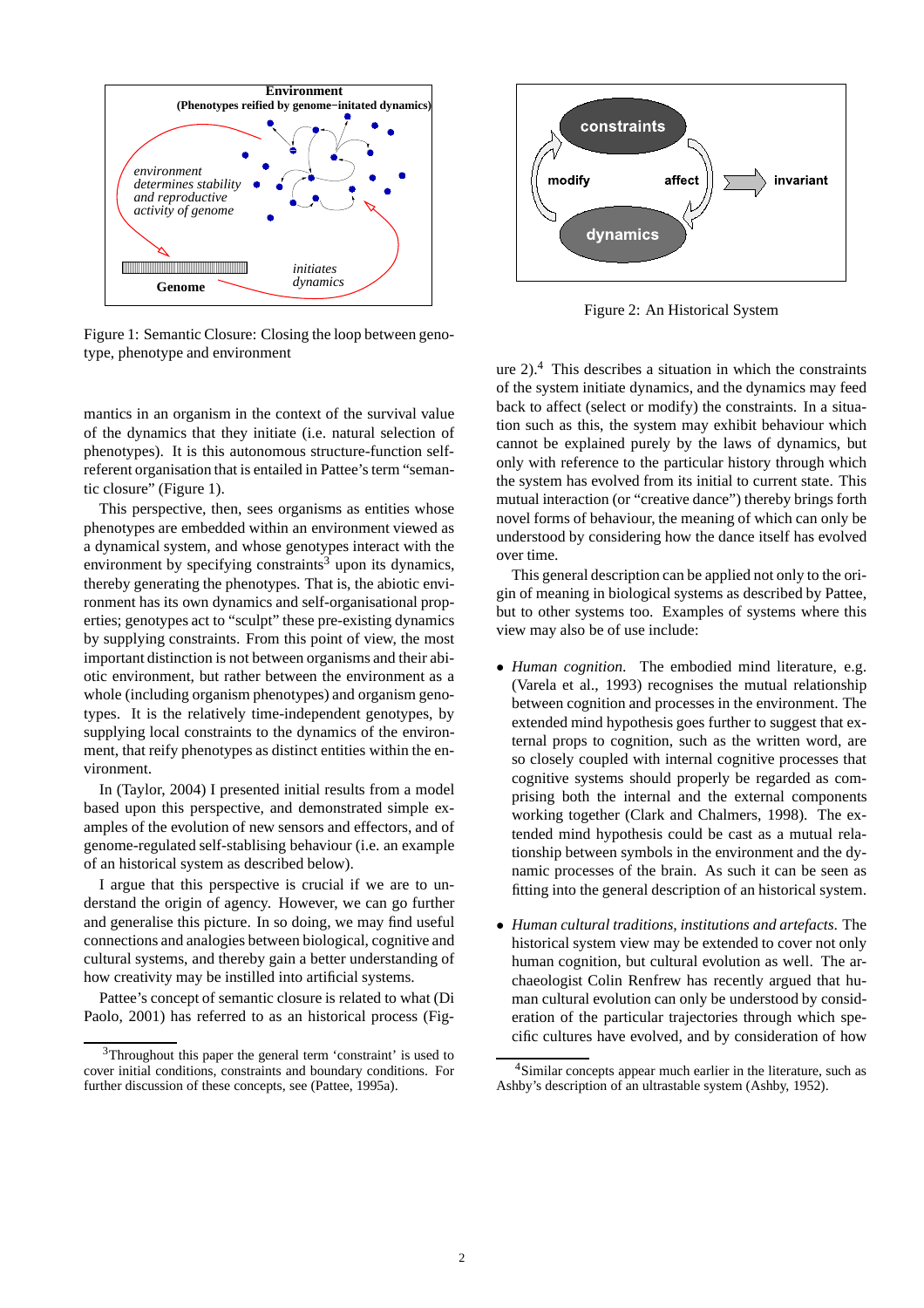Figure 1: Semantic Closure: Closing the loop between genotype, phenotype and environment

Figure 2: An Historical System

mantics in an organism in the context of the survival value of the dynamics that they initiate (i.e. natural selection of phenotypes). It is this autonomous structure-function self-referent organisation that is entailed in Pattee's term "semantic closure" (Figure 1).

This perspective, then, sees organisms as entities whose phenotypes are embedded within an environment viewed as a dynamical system, and whose genotypes interact with the environment by specifying constraints[3] upon its dynamics, thereby generating the phenotypes. That is, the abiotic environment has its own dynamics and self-organisational properties; genotypes act to "sculpt" these pre-existing dynamics by supplying constraints. From this point of view, the most important distinction is not between organisms and their abiotic environment, but rather between the environment as a whole (including organism phenotypes) and organism genotypes. It is the relatively time-independent genotypes, by supplying local constraints to the dynamics of the environment, that reify phenotypes as distinct entities within the environment.

In (Taylor, 2004) I presented initial results from a model based upon this perspective, and demonstrated simple examples of the evolution of new sensors and effectors, and of genome-regulated self-stablising behaviour (i.e. an example of an historical system as described below).

I argue that this perspective is crucial if we are to understand the origin of agency. However, we can go further and generalise this picture. In so doing, we may find useful connections and analogies between biological, cognitive and cultural systems, and thereby gain a better understanding of how creativity may be instilled into artificial systems.

Pattee's concept of semantic closure is related to what (Di Paolo, 2001) has referred to as an historical process (Figure 2).[4] This describes a situation in which the constraints of the system initiate dynamics, and the dynamics may feed back to affect (select or modify) the constraints. In a situation such as this, the system may exhibit behaviour which cannot be explained purely by the laws of dynamics, but only with reference to the particular history through which the system has evolved from its initial to current state. This mutual interaction (or "creative dance") thereby brings forth novel forms of behaviour, the meaning of which can only be understood by considering how the dance itself has evolved over time.

This general description can be applied not only to the origin of meaning in biological systems as described by Pattee, but to other systems too. Examples of systems where this view may also be of use include:

- *Human cognition*. The embodied mind literature, e.g. (Varela et al., 1993) recognises the mutual relationship between cognition and processes in the environment. The extended mind hypothesis goes further to suggest that external props to cognition, such as the written word, are so closely coupled with internal cognitive processes that cognitive systems should properly be regarded as comprising both the internal and the external components working together (Clark and Chalmers, 1998). The extended mind hypothesis could be cast as a mutual relationship between symbols in the environment and the dynamic processes of the brain. As such it can be seen as fitting into the general description of an historical system.

- *Human cultural traditions, institutions and artefacts*. The historical system view may be extended to cover not only human cognition, but cultural evolution as well. The archaeologist Colin Renfrew has recently argued that human cultural evolution can only be understood by consideration of the particular trajectories through which specific cultures have evolved, and by consideration of how

[3] Throughout this paper the general term 'constraint' is used to cover initial conditions, constraints and boundary conditions. For further discussion of these concepts, see (Pattee, 1995a).

[4] Similar concepts appear much earlier in the literature, such as Ashby's description of an ultrastable system (Ashby, 1952).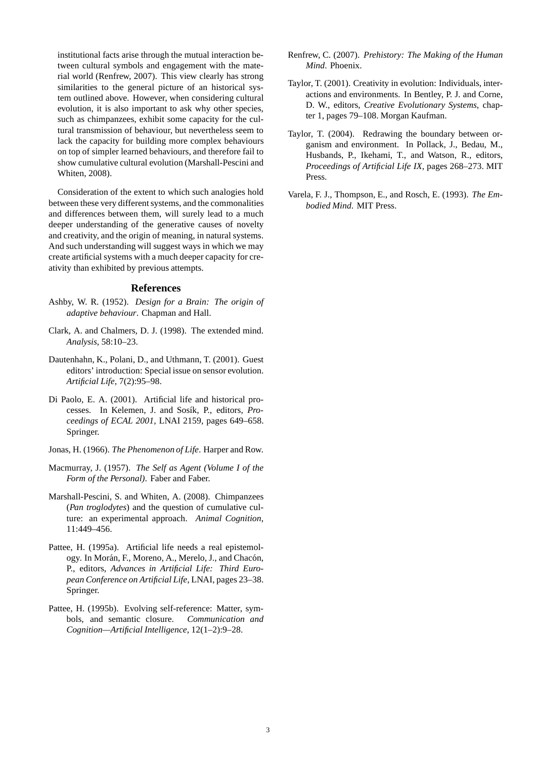institutional facts arise through the mutual interaction between cultural symbols and engagement with the material world (Renfrew, 2007). This view clearly has strong similarities to the general picture of an historical system outlined above. However, when considering cultural evolution, it is also important to ask why other species, such as chimpanzees, exhibit some capacity for the cultural transmission of behaviour, but nevertheless seem to lack the capacity for building more complex behaviours on top of simpler learned behaviours, and therefore fail to show cumulative cultural evolution (Marshall-Pescini and Whiten, 2008).

Consideration of the extent to which such analogies hold between these very different systems, and the commonalities and differences between them, will surely lead to a much deeper understanding of the generative causes of novelty and creativity, and the origin of meaning, in natural systems. And such understanding will suggest ways in which we may create artificial systems with a much deeper capacity for creativity than exhibited by previous attempts.

## References

Ashby, W. R. (1952). *Design for a Brain: The origin of adaptive behaviour*. Chapman and Hall.

Clark, A. and Chalmers, D. J. (1998). The extended mind. *Analysis*, 58:10–23.

Dautenhahn, K., Polani, D., and Uthmann, T. (2001). Guest editors' introduction: Special issue on sensor evolution. *Artificial Life*, 7(2):95–98.

Di Paolo, E. A. (2001). Artificial life and historical processes. In Kelemen, J. and Sosík, P., editors, *Proceedings of ECAL 2001*, LNAI 2159, pages 649–658. Springer.

Jonas, H. (1966). *The Phenomenon of Life*. Harper and Row.

Macmurray, J. (1957). *The Self as Agent (Volume I of the Form of the Personal)*. Faber and Faber.

Marshall-Pescini, S. and Whiten, A. (2008). Chimpanzees (*Pan troglodytes*) and the question of cumulative culture: an experimental approach. *Animal Cognition*, 11:449–456.

Pattee, H. (1995a). Artificial life needs a real epistemology. In Morán, F., Moreno, A., Merelo, J., and Chacón, P., editors, *Advances in Artificial Life: Third European Conference on Artificial Life*, LNAI, pages 23–38. Springer.

Pattee, H. (1995b). Evolving self-reference: Matter, symbols, and semantic closure. *Communication and Cognition—Artificial Intelligence*, 12(1–2):9–28.

Renfrew, C. (2007). *Prehistory: The Making of the Human Mind*. Phoenix.

Taylor, T. (2001). Creativity in evolution: Individuals, interactions and environments. In Bentley, P. J. and Corne, D. W., editors, *Creative Evolutionary Systems*, chapter 1, pages 79–108. Morgan Kaufman.

Taylor, T. (2004). Redrawing the boundary between organism and environment. In Pollack, J., Bedau, M., Husbands, P., Ikehami, T., and Watson, R., editors, *Proceedings of Artificial Life IX*, pages 268–273. MIT Press.

Varela, F. J., Thompson, E., and Rosch, E. (1993). *The Embodied Mind*. MIT Press.